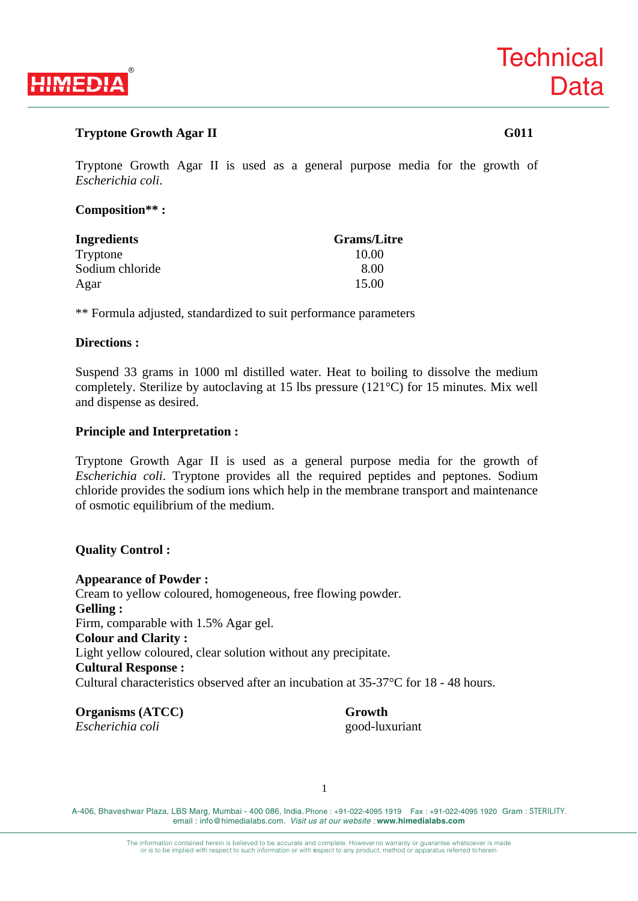# Technical Data

## Tryptone Growth Agar II — G011

Tryptone Growth Agar II is used as a general purpose media for the growth of *Escherichia coli*.

### Composition** :

| Ingredients | Grams/Litre |
|---|---|
| Tryptone | 10.00 |
| Sodium chloride | 8.00 |
| Agar | 15.00 |

** Formula adjusted, standardized to suit performance parameters

### Directions :

Suspend 33 grams in 1000 ml distilled water. Heat to boiling to dissolve the medium completely. Sterilize by autoclaving at 15 lbs pressure (121°C) for 15 minutes. Mix well and dispense as desired.

### Principle and Interpretation :

Tryptone Growth Agar II is used as a general purpose media for the growth of *Escherichia coli*. Tryptone provides all the required peptides and peptones. Sodium chloride provides the sodium ions which help in the membrane transport and maintenance of osmotic equilibrium of the medium.

### Quality Control :

**Appearance of Powder :**
Cream to yellow coloured, homogeneous, free flowing powder.

**Gelling :**
Firm, comparable with 1.5% Agar gel.

**Colour and Clarity :**
Light yellow coloured, clear solution without any precipitate.

**Cultural Response :**
Cultural characteristics observed after an incubation at 35-37°C for 18 - 48 hours.

| Organisms (ATCC) | Growth |
|---|---|
| *Escherichia coli* | good-luxuriant |

A-406, Bhaveshwar Plaza, LBS Marg, Mumbai - 400 086, India. Phone : +91-022-4095 1919 Fax : +91-022-4095 1920 Gram : STERILITY. email : info@himedialabs.com. *Visit us at our website :* **www.himedialabs.com**

The information contained herein is believed to be accurate and complete. However no warranty or guarantee whatsoever is made or is to be implied with respect to such information or with respect to any product, method or apparatus referred to herein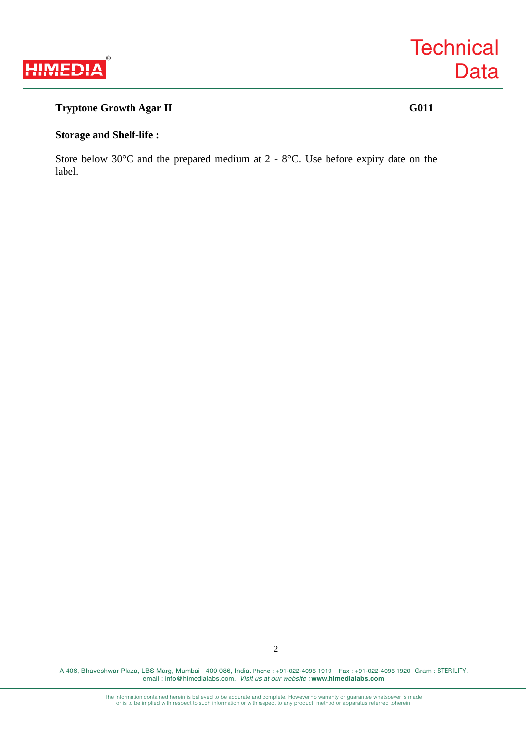**Tryptone Growth Agar II** **G011**

**Storage and Shelf-life :**

Store below 30°C and the prepared medium at 2 - 8°C. Use before expiry date on the label.